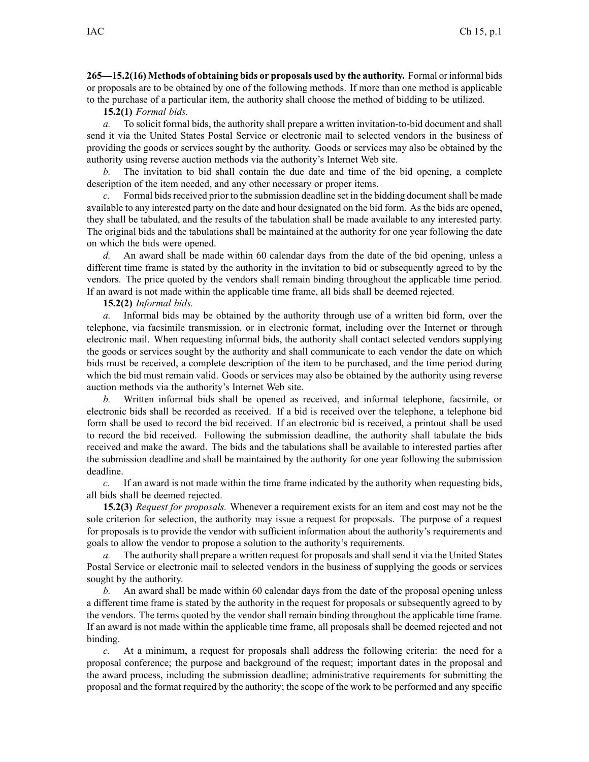**265—15.2(16) Methods of obtaining bids or proposals used by the authority.** Formal or informal bids or proposals are to be obtained by one of the following methods. If more than one method is applicable to the purchase of a particular item, the authority shall choose the method of bidding to be utilized.

**15.2(1)** *Formal bids.*

*a.* To solicit formal bids, the authority shall prepare a written invitation-to-bid document and shall send it via the United States Postal Service or electronic mail to selected vendors in the business of providing the goods or services sought by the authority. Goods or services may also be obtained by the authority using reverse auction methods via the authority's Internet Web site.

*b.* The invitation to bid shall contain the due date and time of the bid opening, a complete description of the item needed, and any other necessary or proper items.

*c.* Formal bids received prior to the submission deadline set in the bidding document shall be made available to any interested party on the date and hour designated on the bid form. As the bids are opened, they shall be tabulated, and the results of the tabulation shall be made available to any interested party. The original bids and the tabulations shall be maintained at the authority for one year following the date on which the bids were opened.

*d.* An award shall be made within 60 calendar days from the date of the bid opening, unless a different time frame is stated by the authority in the invitation to bid or subsequently agreed to by the vendors. The price quoted by the vendors shall remain binding throughout the applicable time period. If an award is not made within the applicable time frame, all bids shall be deemed rejected.

**15.2(2)** *Informal bids.*

*a.* Informal bids may be obtained by the authority through use of a written bid form, over the telephone, via facsimile transmission, or in electronic format, including over the Internet or through electronic mail. When requesting informal bids, the authority shall contact selected vendors supplying the goods or services sought by the authority and shall communicate to each vendor the date on which bids must be received, a complete description of the item to be purchased, and the time period during which the bid must remain valid. Goods or services may also be obtained by the authority using reverse auction methods via the authority's Internet Web site.

*b.* Written informal bids shall be opened as received, and informal telephone, facsimile, or electronic bids shall be recorded as received. If a bid is received over the telephone, a telephone bid form shall be used to record the bid received. If an electronic bid is received, a printout shall be used to record the bid received. Following the submission deadline, the authority shall tabulate the bids received and make the award. The bids and the tabulations shall be available to interested parties after the submission deadline and shall be maintained by the authority for one year following the submission deadline.

*c.* If an award is not made within the time frame indicated by the authority when requesting bids, all bids shall be deemed rejected.

**15.2(3)** *Request for proposals.* Whenever a requirement exists for an item and cost may not be the sole criterion for selection, the authority may issue a request for proposals. The purpose of a request for proposals is to provide the vendor with sufficient information about the authority's requirements and goals to allow the vendor to propose a solution to the authority's requirements.

*a.* The authority shall prepare a written request for proposals and shall send it via the United States Postal Service or electronic mail to selected vendors in the business of supplying the goods or services sought by the authority.

*b.* An award shall be made within 60 calendar days from the date of the proposal opening unless a different time frame is stated by the authority in the request for proposals or subsequently agreed to by the vendors. The terms quoted by the vendor shall remain binding throughout the applicable time frame. If an award is not made within the applicable time frame, all proposals shall be deemed rejected and not binding.

*c.* At a minimum, a request for proposals shall address the following criteria: the need for a proposal conference; the purpose and background of the request; important dates in the proposal and the award process, including the submission deadline; administrative requirements for submitting the proposal and the format required by the authority; the scope of the work to be performed and any specific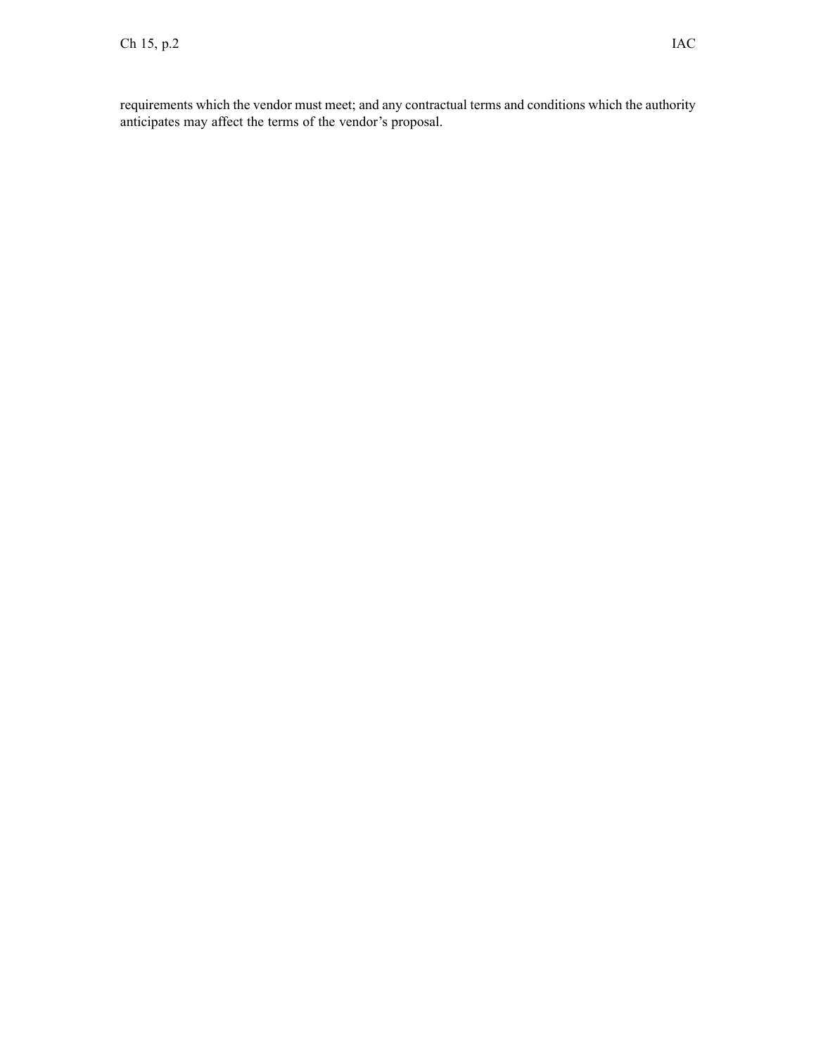requirements which the vendor must meet; and any contractual terms and conditions which the authority anticipates may affect the terms of the vendor's proposal.